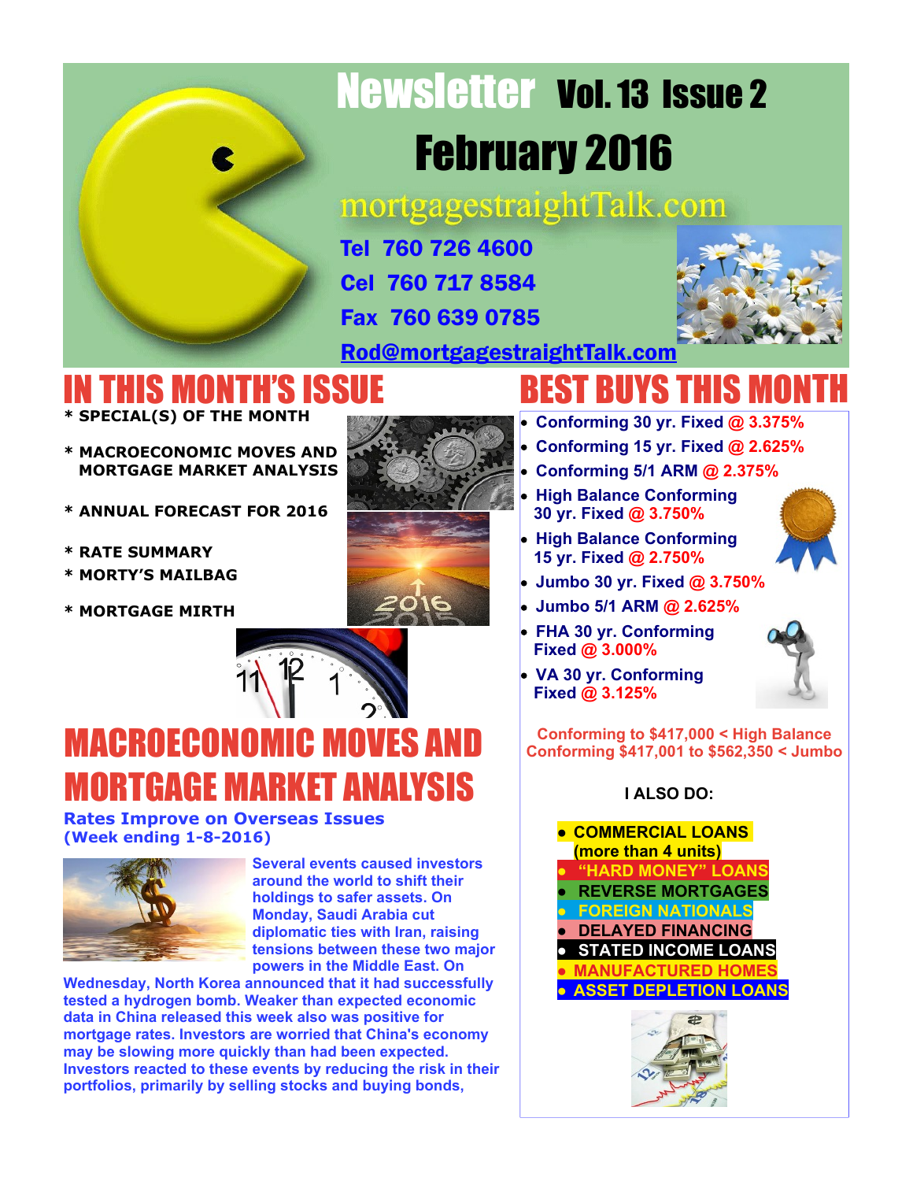# Newsletter Vol. 13 Issue 2

# February 2016

mortgagestraightTalk.com

**Tel 760 726 4600**

**Cel 760 717 8584**

**Fax 760 639 0785**

**Rod@mortgagestraightTalk.com**

## IN THIS MONTH'S ISSUE

* SPECIAL(S) OF THE MONTH
* MACROECONOMIC MOVES AND MORTGAGE MARKET ANALYSIS
* ANNUAL FORECAST FOR 2016
* RATE SUMMARY
* MORTY'S MAILBAG
* MORTGAGE MIRTH

## BEST BUYS THIS MONTH

- Conforming 30 yr. Fixed @ 3.375%
- Conforming 15 yr. Fixed @ 2.625%
- Conforming 5/1 ARM @ 2.375%
- High Balance Conforming 30 yr. Fixed @ 3.750%
- High Balance Conforming 15 yr. Fixed @ 2.750%
- Jumbo 30 yr. Fixed @ 3.750%
- Jumbo 5/1 ARM @ 2.625%
- FHA 30 yr. Conforming Fixed @ 3.000%
- VA 30 yr. Conforming Fixed @ 3.125%

Conforming to $417,000 < High Balance Conforming $417,001 to $562,350 < Jumbo

**I ALSO DO:**

- COMMERCIAL LOANS (more than 4 units)
- "HARD MONEY" LOANS
- REVERSE MORTGAGES
- FOREIGN NATIONALS
- DELAYED FINANCING
- STATED INCOME LOANS
- MANUFACTURED HOMES
- ASSET DEPLETION LOANS

## MACROECONOMIC MOVES AND MORTGAGE MARKET ANALYSIS

### Rates Improve on Overseas Issues (Week ending 1-8-2016)

Several events caused investors around the world to shift their holdings to safer assets. On Monday, Saudi Arabia cut diplomatic ties with Iran, raising tensions between these two major powers in the Middle East. On Wednesday, North Korea announced that it had successfully tested a hydrogen bomb. Weaker than expected economic data in China released this week also was positive for mortgage rates. Investors are worried that China's economy may be slowing more quickly than had been expected. Investors reacted to these events by reducing the risk in their portfolios, primarily by selling stocks and buying bonds,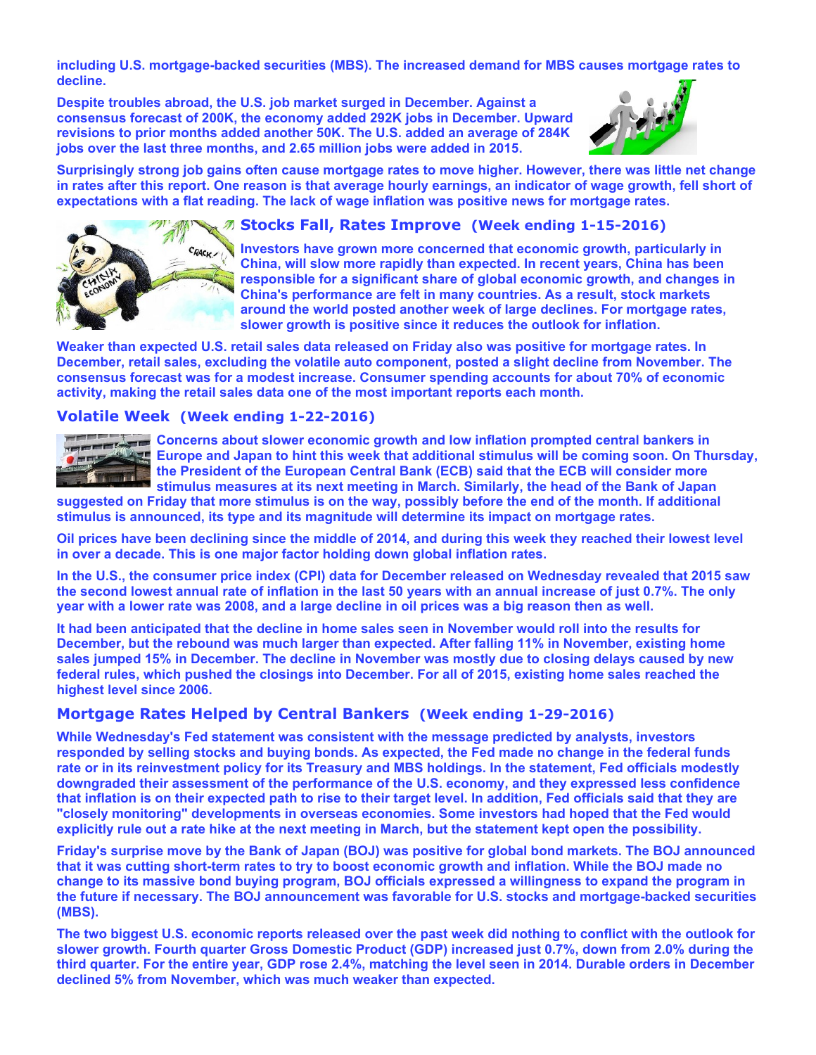**including U.S. mortgage-backed securities (MBS). The increased demand for MBS causes mortgage rates to decline.**

**Despite troubles abroad, the U.S. job market surged in December. Against a consensus forecast of 200K, the economy added 292K jobs in December. Upward revisions to prior months added another 50K. The U.S. added an average of 284K jobs over the last three months, and 2.65 million jobs were added in 2015.**

**Surprisingly strong job gains often cause mortgage rates to move higher. However, there was little net change in rates after this report. One reason is that average hourly earnings, an indicator of wage growth, fell short of expectations with a flat reading. The lack of wage inflation was positive news for mortgage rates.**

### Stocks Fall, Rates Improve (Week ending 1-15-2016)

**Investors have grown more concerned that economic growth, particularly in China, will slow more rapidly than expected. In recent years, China has been responsible for a significant share of global economic growth, and changes in China's performance are felt in many countries. As a result, stock markets around the world posted another week of large declines. For mortgage rates, slower growth is positive since it reduces the outlook for inflation.**

**Weaker than expected U.S. retail sales data released on Friday also was positive for mortgage rates. In December, retail sales, excluding the volatile auto component, posted a slight decline from November. The consensus forecast was for a modest increase. Consumer spending accounts for about 70% of economic activity, making the retail sales data one of the most important reports each month.**

### Volatile Week (Week ending 1-22-2016)

**Concerns about slower economic growth and low inflation prompted central bankers in Europe and Japan to hint this week that additional stimulus will be coming soon. On Thursday, the President of the European Central Bank (ECB) said that the ECB will consider more stimulus measures at its next meeting in March. Similarly, the head of the Bank of Japan suggested on Friday that more stimulus is on the way, possibly before the end of the month. If additional stimulus is announced, its type and its magnitude will determine its impact on mortgage rates.**

**Oil prices have been declining since the middle of 2014, and during this week they reached their lowest level in over a decade. This is one major factor holding down global inflation rates.**

**In the U.S., the consumer price index (CPI) data for December released on Wednesday revealed that 2015 saw the second lowest annual rate of inflation in the last 50 years with an annual increase of just 0.7%. The only year with a lower rate was 2008, and a large decline in oil prices was a big reason then as well.**

**It had been anticipated that the decline in home sales seen in November would roll into the results for December, but the rebound was much larger than expected. After falling 11% in November, existing home sales jumped 15% in December. The decline in November was mostly due to closing delays caused by new federal rules, which pushed the closings into December. For all of 2015, existing home sales reached the highest level since 2006.**

### Mortgage Rates Helped by Central Bankers (Week ending 1-29-2016)

**While Wednesday's Fed statement was consistent with the message predicted by analysts, investors responded by selling stocks and buying bonds. As expected, the Fed made no change in the federal funds rate or in its reinvestment policy for its Treasury and MBS holdings. In the statement, Fed officials modestly downgraded their assessment of the performance of the U.S. economy, and they expressed less confidence that inflation is on their expected path to rise to their target level. In addition, Fed officials said that they are "closely monitoring" developments in overseas economies. Some investors had hoped that the Fed would explicitly rule out a rate hike at the next meeting in March, but the statement kept open the possibility.**

**Friday's surprise move by the Bank of Japan (BOJ) was positive for global bond markets. The BOJ announced that it was cutting short-term rates to try to boost economic growth and inflation. While the BOJ made no change to its massive bond buying program, BOJ officials expressed a willingness to expand the program in the future if necessary. The BOJ announcement was favorable for U.S. stocks and mortgage-backed securities (MBS).**

**The two biggest U.S. economic reports released over the past week did nothing to conflict with the outlook for slower growth. Fourth quarter Gross Domestic Product (GDP) increased just 0.7%, down from 2.0% during the third quarter. For the entire year, GDP rose 2.4%, matching the level seen in 2014. Durable orders in December declined 5% from November, which was much weaker than expected.**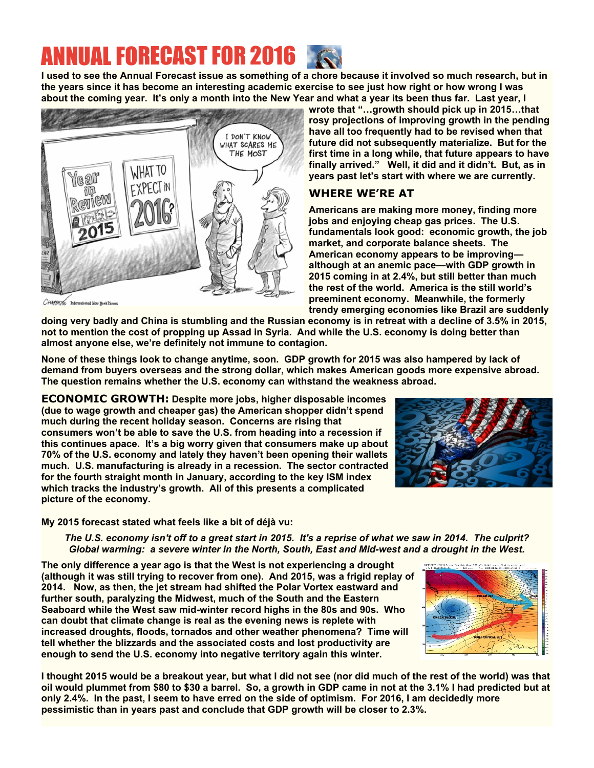# ANNUAL FORECAST FOR 2016

**I used to see the Annual Forecast issue as something of a chore because it involved so much research, but in the years since it has become an interesting academic exercise to see just how right or how wrong I was about the coming year. It's only a month into the New Year and what a year its been thus far. Last year, I wrote that "…growth should pick up in 2015…that rosy projections of improving growth in the pending have all too frequently had to be revised when that future did not subsequently materialize. But for the first time in a long while, that future appears to have finally arrived." Well, it did and it didn't. But, as in years past let's start with where we are currently.**

## WHERE WE'RE AT

**Americans are making more money, finding more jobs and enjoying cheap gas prices. The U.S. fundamentals look good: economic growth, the job market, and corporate balance sheets. The American economy appears to be improving—although at an anemic pace—with GDP growth in 2015 coming in at 2.4%, but still better than much the rest of the world. America is the still world's preeminent economy. Meanwhile, the formerly trendy emerging economies like Brazil are suddenly doing very badly and China is stumbling and the Russian economy is in retreat with a decline of 3.5% in 2015, not to mention the cost of propping up Assad in Syria. And while the U.S. economy is doing better than almost anyone else, we're definitely not immune to contagion.**

**None of these things look to change anytime, soon. GDP growth for 2015 was also hampered by lack of demand from buyers overseas and the strong dollar, which makes American goods more expensive abroad. The question remains whether the U.S. economy can withstand the weakness abroad.**

**ECONOMIC GROWTH: Despite more jobs, higher disposable incomes (due to wage growth and cheaper gas) the American shopper didn't spend much during the recent holiday season. Concerns are rising that consumers won't be able to save the U.S. from heading into a recession if this continues apace. It's a big worry given that consumers make up about 70% of the U.S. economy and lately they haven't been opening their wallets much. U.S. manufacturing is already in a recession. The sector contracted for the fourth straight month in January, according to the key ISM index which tracks the industry's growth. All of this presents a complicated picture of the economy.**

**My 2015 forecast stated what feels like a bit of déjà vu:**

> ***The U.S. economy isn't off to a great start in 2015. It's a reprise of what we saw in 2014. The culprit? Global warming: a severe winter in the North, South, East and Mid-west and a drought in the West.***

**The only difference a year ago is that the West is not experiencing a drought (although it was still trying to recover from one). And 2015, was a frigid replay of 2014. Now, as then, the jet stream had shifted the Polar Vortex eastward and further south, paralyzing the Midwest, much of the South and the Eastern Seaboard while the West saw mid-winter record highs in the 80s and 90s. Who can doubt that climate change is real as the evening news is replete with increased droughts, floods, tornados and other weather phenomena? Time will tell whether the blizzards and the associated costs and lost productivity are enough to send the U.S. economy into negative territory again this winter.**

**I thought 2015 would be a breakout year, but what I did not see (nor did much of the rest of the world) was that oil would plummet from $80 to $30 a barrel. So, a growth in GDP came in not at the 3.1% I had predicted but at only 2.4%. In the past, I seem to have erred on the side of optimism. For 2016, I am decidedly more pessimistic than in years past and conclude that GDP growth will be closer to 2.3%.**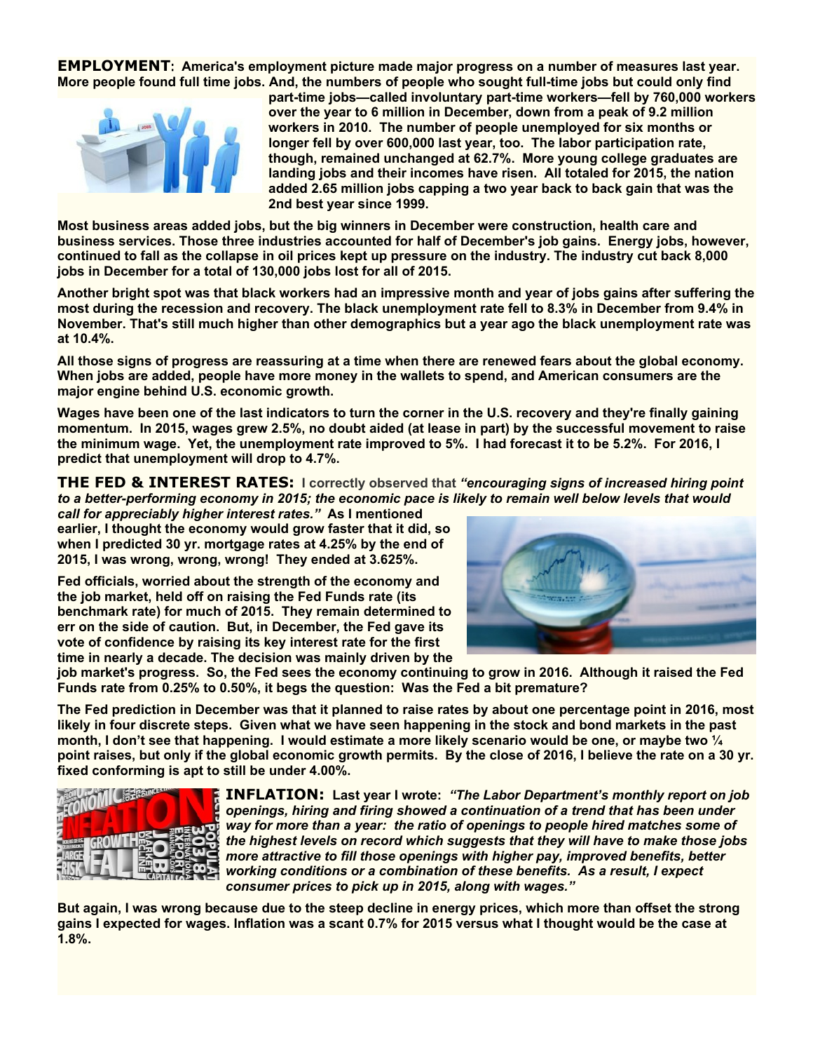**EMPLOYMENT**: **America's employment picture made major progress on a number of measures last year. More people found full time jobs. And, the numbers of people who sought full-time jobs but could only find part-time jobs—called involuntary part-time workers—fell by 760,000 workers over the year to 6 million in December, down from a peak of 9.2 million workers in 2010. The number of people unemployed for six months or longer fell by over 600,000 last year, too. The labor participation rate, though, remained unchanged at 62.7%. More young college graduates are landing jobs and their incomes have risen. All totaled for 2015, the nation added 2.65 million jobs capping a two year back to back gain that was the 2nd best year since 1999.**

**Most business areas added jobs, but the big winners in December were construction, health care and business services. Those three industries accounted for half of December's job gains. Energy jobs, however, continued to fall as the collapse in oil prices kept up pressure on the industry. The industry cut back 8,000 jobs in December for a total of 130,000 jobs lost for all of 2015.**

**Another bright spot was that black workers had an impressive month and year of jobs gains after suffering the most during the recession and recovery. The black unemployment rate fell to 8.3% in December from 9.4% in November. That's still much higher than other demographics but a year ago the black unemployment rate was at 10.4%.**

**All those signs of progress are reassuring at a time when there are renewed fears about the global economy. When jobs are added, people have more money in the wallets to spend, and American consumers are the major engine behind U.S. economic growth.**

**Wages have been one of the last indicators to turn the corner in the U.S. recovery and they're finally gaining momentum. In 2015, wages grew 2.5%, no doubt aided (at lease in part) by the successful movement to raise the minimum wage. Yet, the unemployment rate improved to 5%. I had forecast it to be 5.2%. For 2016, I predict that unemployment will drop to 4.7%.**

**THE FED & INTEREST RATES:** I correctly observed that ***"encouraging signs of increased hiring point to a better-performing economy in 2015; the economic pace is likely to remain well below levels that would call for appreciably higher interest rates."*** **As I mentioned earlier, I thought the economy would grow faster that it did, so when I predicted 30 yr. mortgage rates at 4.25% by the end of 2015, I was wrong, wrong, wrong! They ended at 3.625%.**

**Fed officials, worried about the strength of the economy and the job market, held off on raising the Fed Funds rate (its benchmark rate) for much of 2015. They remain determined to err on the side of caution. But, in December, the Fed gave its vote of confidence by raising its key interest rate for the first time in nearly a decade. The decision was mainly driven by the job market's progress. So, the Fed sees the economy continuing to grow in 2016. Although it raised the Fed Funds rate from 0.25% to 0.50%, it begs the question: Was the Fed a bit premature?**

**The Fed prediction in December was that it planned to raise rates by about one percentage point in 2016, most likely in four discrete steps. Given what we have seen happening in the stock and bond markets in the past month, I don't see that happening. I would estimate a more likely scenario would be one, or maybe two ¼ point raises, but only if the global economic growth permits. By the close of 2016, I believe the rate on a 30 yr. fixed conforming is apt to still be under 4.00%.**

**INFLATION:** **Last year I wrote:** ***"The Labor Department's monthly report on job openings, hiring and firing showed a continuation of a trend that has been under way for more than a year: the ratio of openings to people hired matches some of the highest levels on record which suggests that they will have to make those jobs more attractive to fill those openings with higher pay, improved benefits, better working conditions or a combination of these benefits. As a result, I expect consumer prices to pick up in 2015, along with wages."***

**But again, I was wrong because due to the steep decline in energy prices, which more than offset the strong gains I expected for wages. Inflation was a scant 0.7% for 2015 versus what I thought would be the case at 1.8%.**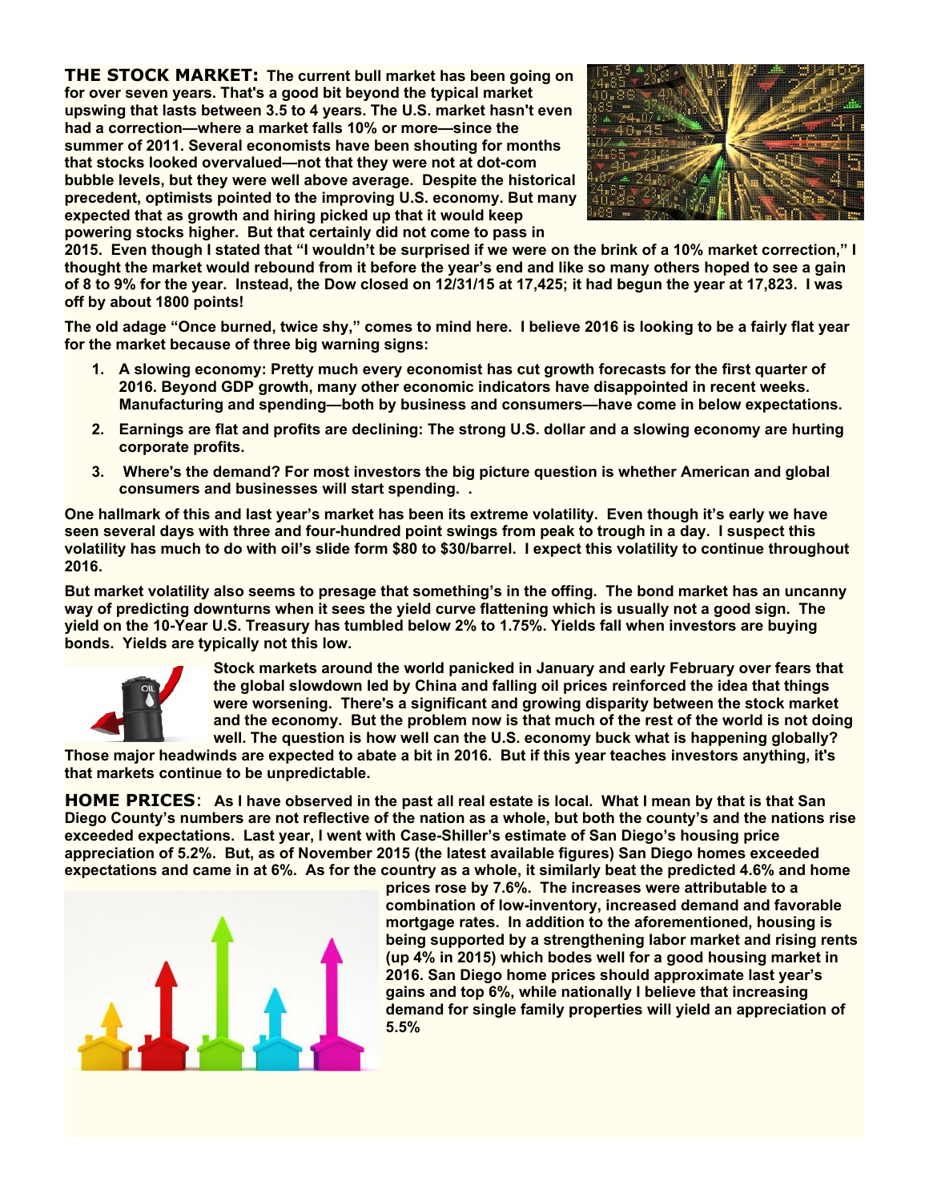**THE STOCK MARKET:** The current bull market has been going on for over seven years. That's a good bit beyond the typical market upswing that lasts between 3.5 to 4 years. The U.S. market hasn't even had a correction—where a market falls 10% or more—since the summer of 2011. Several economists have been shouting for months that stocks looked overvalued—not that they were not at dot-com bubble levels, but they were well above average. Despite the historical precedent, optimists pointed to the improving U.S. economy. But many expected that as growth and hiring picked up that it would keep powering stocks higher. But that certainly did not come to pass in 2015. Even though I stated that "I wouldn't be surprised if we were on the brink of a 10% market correction," I thought the market would rebound from it before the year's end and like so many others hoped to see a gain of 8 to 9% for the year. Instead, the Dow closed on 12/31/15 at 17,425; it had begun the year at 17,823. I was off by about 1800 points!

The old adage "Once burned, twice shy," comes to mind here. I believe 2016 is looking to be a fairly flat year for the market because of three big warning signs:

1. A slowing economy: Pretty much every economist has cut growth forecasts for the first quarter of 2016. Beyond GDP growth, many other economic indicators have disappointed in recent weeks. Manufacturing and spending—both by business and consumers—have come in below expectations.
2. Earnings are flat and profits are declining: The strong U.S. dollar and a slowing economy are hurting corporate profits.
3. Where's the demand? For most investors the big picture question is whether American and global consumers and businesses will start spending. .

One hallmark of this and last year's market has been its extreme volatility. Even though it's early we have seen several days with three and four-hundred point swings from peak to trough in a day. I suspect this volatility has much to do with oil's slide form $80 to $30/barrel. I expect this volatility to continue throughout 2016.

But market volatility also seems to presage that something's in the offing. The bond market has an uncanny way of predicting downturns when it sees the yield curve flattening which is usually not a good sign. The yield on the 10-Year U.S. Treasury has tumbled below 2% to 1.75%. Yields fall when investors are buying bonds. Yields are typically not this low.

Stock markets around the world panicked in January and early February over fears that the global slowdown led by China and falling oil prices reinforced the idea that things were worsening. There's a significant and growing disparity between the stock market and the economy. But the problem now is that much of the rest of the world is not doing well. The question is how well can the U.S. economy buck what is happening globally? Those major headwinds are expected to abate a bit in 2016. But if this year teaches investors anything, it's that markets continue to be unpredictable.

**HOME PRICES**: As I have observed in the past all real estate is local. What I mean by that is that San Diego County's numbers are not reflective of the nation as a whole, but both the county's and the nations rise exceeded expectations. Last year, I went with Case-Shiller's estimate of San Diego's housing price appreciation of 5.2%. But, as of November 2015 (the latest available figures) San Diego homes exceeded expectations and came in at 6%. As for the country as a whole, it similarly beat the predicted 4.6% and home prices rose by 7.6%. The increases were attributable to a combination of low-inventory, increased demand and favorable mortgage rates. In addition to the aforementioned, housing is being supported by a strengthening labor market and rising rents (up 4% in 2015) which bodes well for a good housing market in 2016. San Diego home prices should approximate last year's gains and top 6%, while nationally I believe that increasing demand for single family properties will yield an appreciation of 5.5%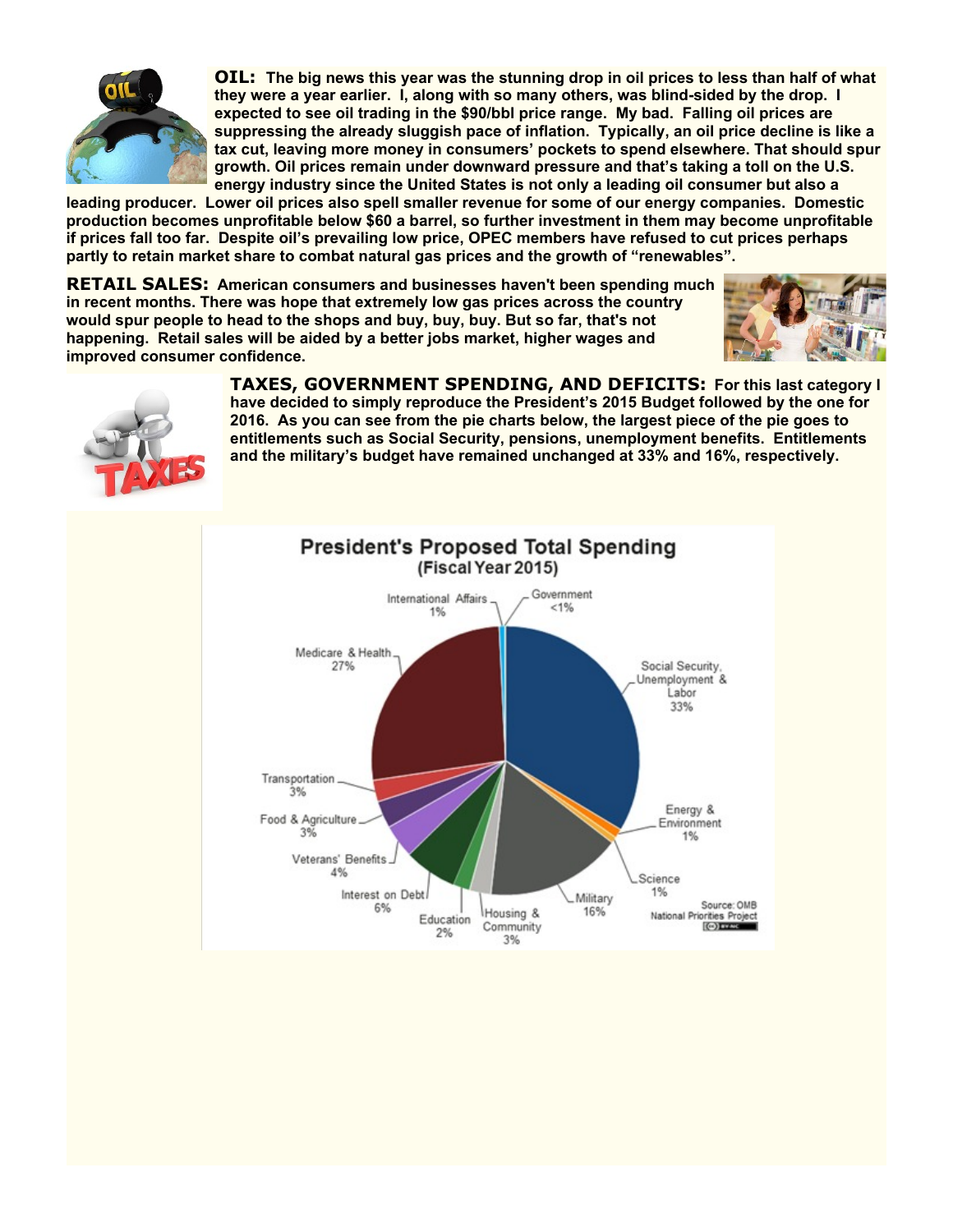**OIL:** The big news this year was the stunning drop in oil prices to less than half of what they were a year earlier. I, along with so many others, was blind-sided by the drop. I expected to see oil trading in the $90/bbl price range. My bad. Falling oil prices are suppressing the already sluggish pace of inflation. Typically, an oil price decline is like a tax cut, leaving more money in consumers' pockets to spend elsewhere. That should spur growth. Oil prices remain under downward pressure and that's taking a toll on the U.S. energy industry since the United States is not only a leading oil consumer but also a leading producer. Lower oil prices also spell smaller revenue for some of our energy companies. Domestic production becomes unprofitable below $60 a barrel, so further investment in them may become unprofitable if prices fall too far. Despite oil's prevailing low price, OPEC members have refused to cut prices perhaps partly to retain market share to combat natural gas prices and the growth of "renewables".

**RETAIL SALES:** American consumers and businesses haven't been spending much in recent months. There was hope that extremely low gas prices across the country would spur people to head to the shops and buy, buy, buy. But so far, that's not happening. Retail sales will be aided by a better jobs market, higher wages and improved consumer confidence.

**TAXES, GOVERNMENT SPENDING, AND DEFICITS:** For this last category I have decided to simply reproduce the President's 2015 Budget followed by the one for 2016. As you can see from the pie charts below, the largest piece of the pie goes to entitlements such as Social Security, pensions, unemployment benefits. Entitlements and the military's budget have remained unchanged at 33% and 16%, respectively.

**President's Proposed Total Spending (Fiscal Year 2015)**

| Category | Share |
| --- | --- |
| Social Security, Unemployment & Labor | 33% |
| Medicare & Health | 27% |
| Military | 16% |
| Interest on Debt | 6% |
| Veterans' Benefits | 4% |
| Food & Agriculture | 3% |
| Transportation | 3% |
| Housing & Community | 3% |
| Education | 2% |
| International Affairs | 1% |
| Energy & Environment | 1% |
| Science | 1% |
| Government | <1% |

Source: OMB National Priorities Project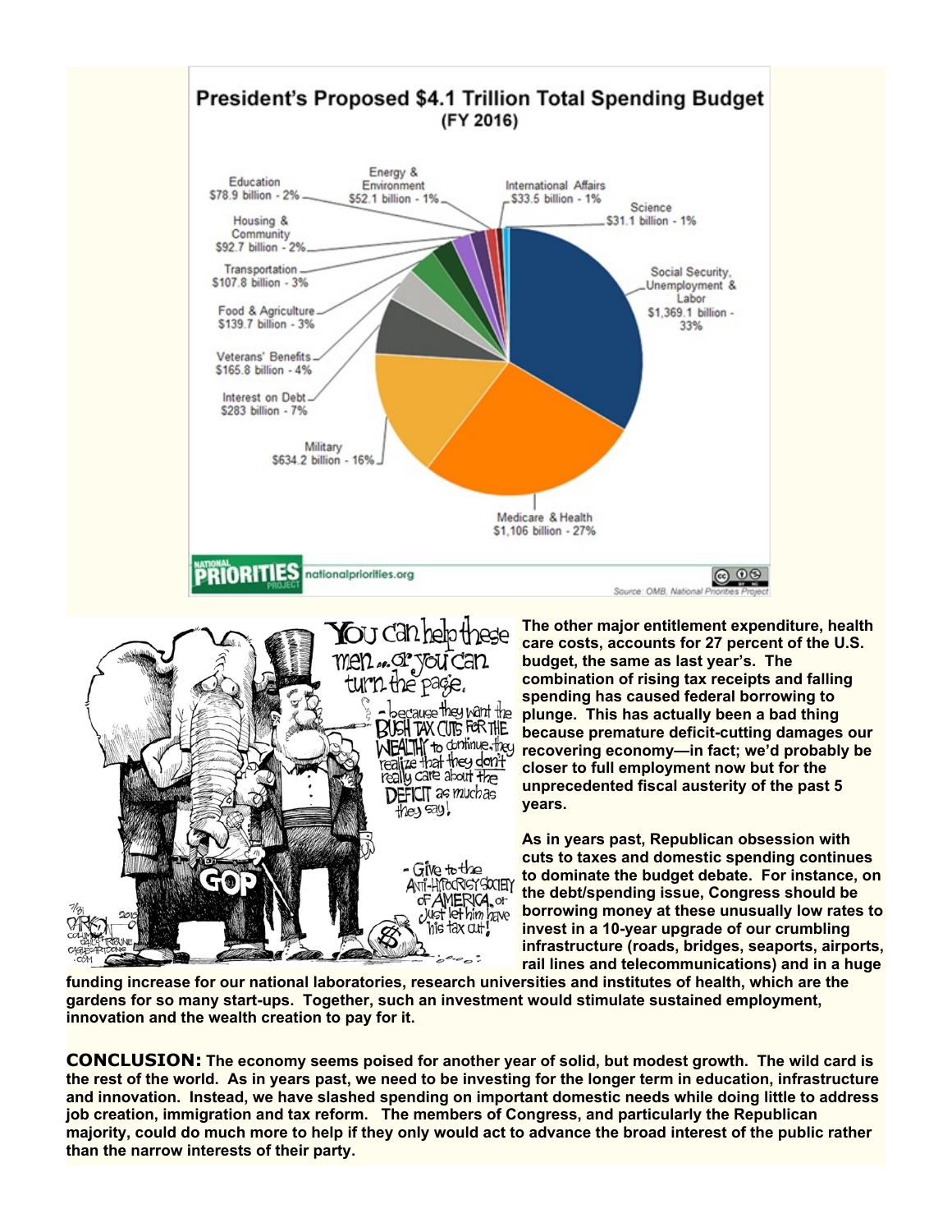The other major entitlement expenditure, health care costs, accounts for 27 percent of the U.S. budget, the same as last year's. The combination of rising tax receipts and falling spending has caused federal borrowing to plunge. This has actually been a bad thing because premature deficit-cutting damages our recovering economy—in fact; we'd probably be closer to full employment now but for the unprecedented fiscal austerity of the past 5 years.

As in years past, Republican obsession with cuts to taxes and domestic spending continues to dominate the budget debate. For instance, on the debt/spending issue, Congress should be borrowing money at these unusually low rates to invest in a 10-year upgrade of our crumbling infrastructure (roads, bridges, seaports, airports, rail lines and telecommunications) and in a huge funding increase for our national laboratories, research universities and institutes of health, which are the gardens for so many start-ups. Together, such an investment would stimulate sustained employment, innovation and the wealth creation to pay for it.

**CONCLUSION:** The economy seems poised for another year of solid, but modest growth. The wild card is the rest of the world. As in years past, we need to be investing for the longer term in education, infrastructure and innovation. Instead, we have slashed spending on important domestic needs while doing little to address job creation, immigration and tax reform. The members of Congress, and particularly the Republican majority, could do much more to help if they only would act to advance the broad interest of the public rather than the narrow interests of their party.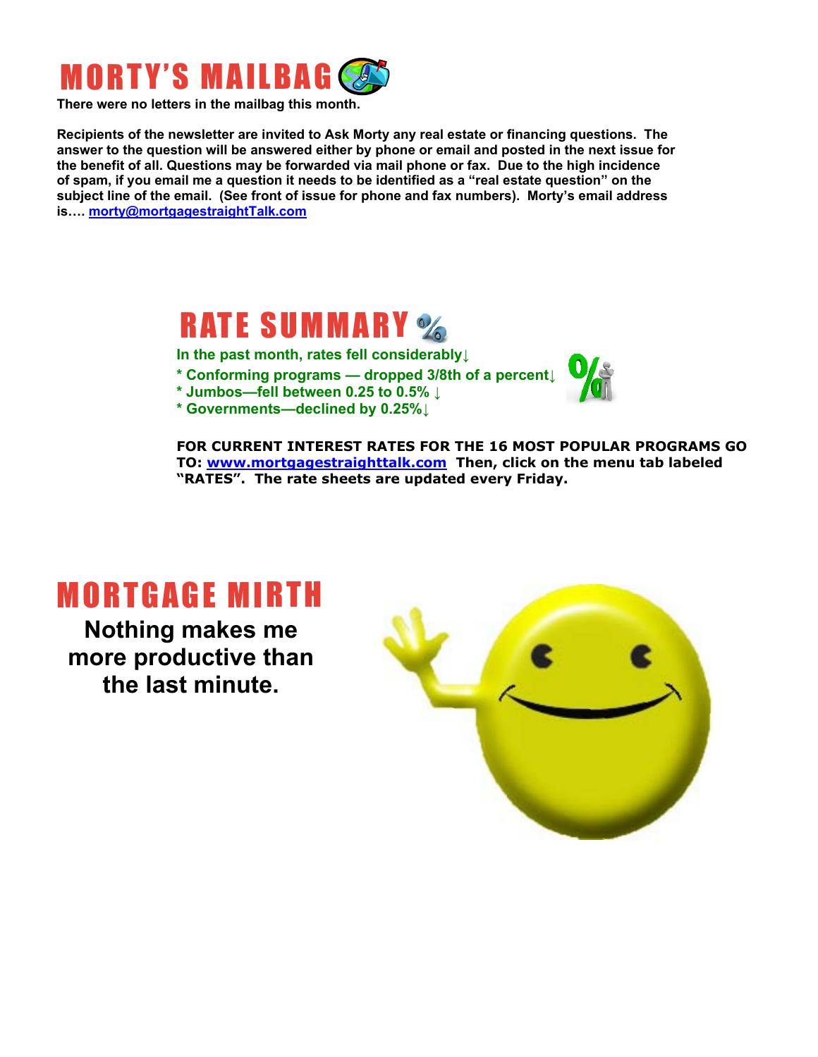# MORTY'S MAILBAG

**There were no letters in the mailbag this month.**

**Recipients of the newsletter are invited to Ask Morty any real estate or financing questions. The answer to the question will be answered either by phone or email and posted in the next issue for the benefit of all. Questions may be forwarded via mail phone or fax. Due to the high incidence of spam, if you email me a question it needs to be identified as a "real estate question" on the subject line of the email. (See front of issue for phone and fax numbers). Morty's email address is…. morty@mortgagestraightTalk.com**

# RATE SUMMARY

**In the past month, rates fell considerably↓**

**\* Conforming programs — dropped 3/8th of a percent↓**

**\* Jumbos—fell between 0.25 to 0.5% ↓**

**\* Governments—declined by 0.25%↓**

**FOR CURRENT INTEREST RATES FOR THE 16 MOST POPULAR PROGRAMS GO TO: www.mortgagestraighttalk.com Then, click on the menu tab labeled "RATES". The rate sheets are updated every Friday.**

# MORTGAGE MIRTH

**Nothing makes me more productive than the last minute.**